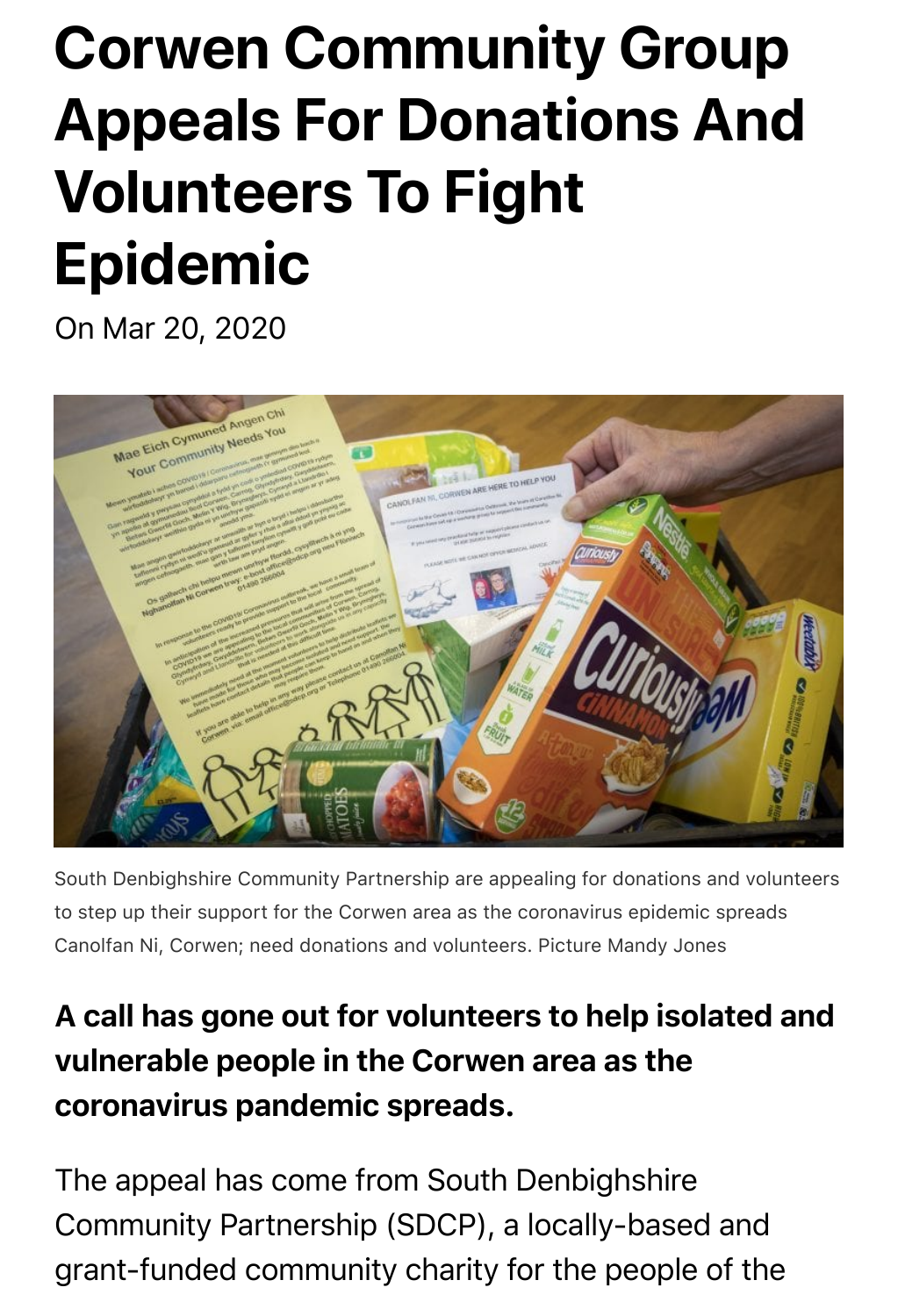# Corwen Community Group Appeals For Donations And Volunteers To Fight Epidemic

On Mar 20, 2020

South Denbighshire Community Partnership are appealing for donations and volunteers to step up their support for the Corwen area as the coronavirus epidemic spreads Canolfan Ni, Corwen; need donations and volunteers. Picture Mandy Jones

**A call has gone out for volunteers to help isolated and vulnerable people in the Corwen area as the coronavirus pandemic spreads.**

The appeal has come from South Denbighshire Community Partnership (SDCP), a locally-based and grant-funded community charity for the people of the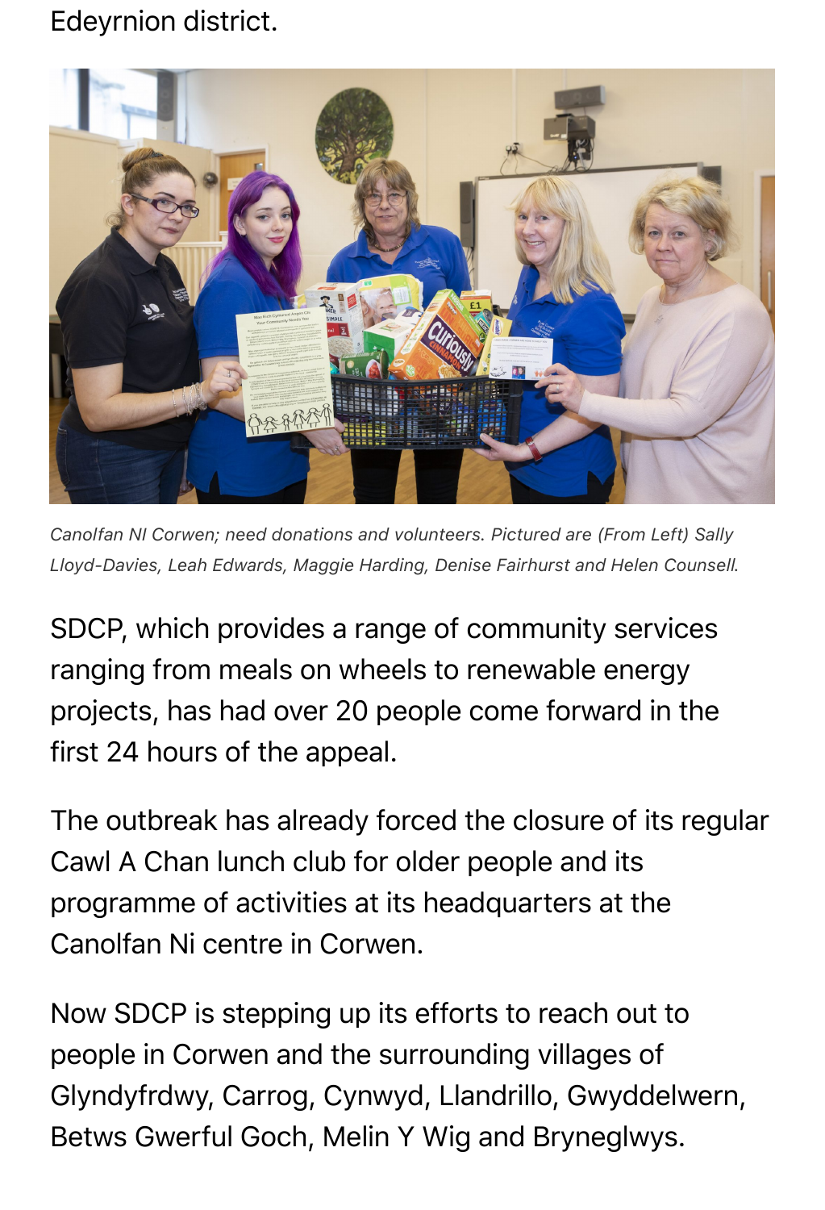Edeyrnion district.

*Canolfan NI Corwen; need donations and volunteers. Pictured are (From Left) Sally Lloyd-Davies, Leah Edwards, Maggie Harding, Denise Fairhurst and Helen Counsell.*

SDCP, which provides a range of community services ranging from meals on wheels to renewable energy projects, has had over 20 people come forward in the first 24 hours of the appeal.

The outbreak has already forced the closure of its regular Cawl A Chan lunch club for older people and its programme of activities at its headquarters at the Canolfan Ni centre in Corwen.

Now SDCP is stepping up its efforts to reach out to people in Corwen and the surrounding villages of Glyndyfrdwy, Carrog, Cynwyd, Llandrillo, Gwyddelwern, Betws Gwerful Goch, Melin Y Wig and Bryneglwys.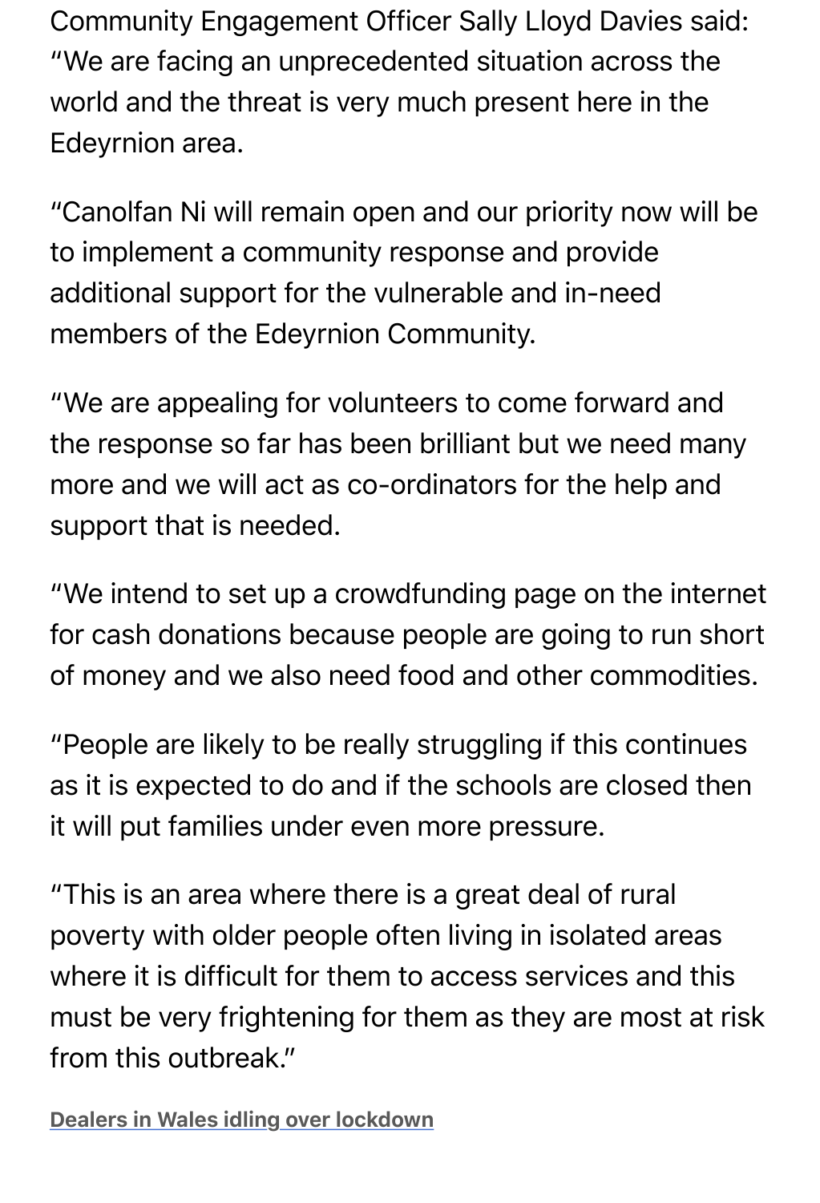Community Engagement Officer Sally Lloyd Davies said: “We are facing an unprecedented situation across the world and the threat is very much present here in the Edeyrnion area.

“Canolfan Ni will remain open and our priority now will be to implement a community response and provide additional support for the vulnerable and in-need members of the Edeyrnion Community.

“We are appealing for volunteers to come forward and the response so far has been brilliant but we need many more and we will act as co-ordinators for the help and support that is needed.

“We intend to set up a crowdfunding page on the internet for cash donations because people are going to run short of money and we also need food and other commodities.

“People are likely to be really struggling if this continues as it is expected to do and if the schools are closed then it will put families under even more pressure.

“This is an area where there is a great deal of rural poverty with older people often living in isolated areas where it is difficult for them to access services and this must be very frightening for them as they are most at risk from this outbreak.”

**Dealers in Wales idling over lockdown**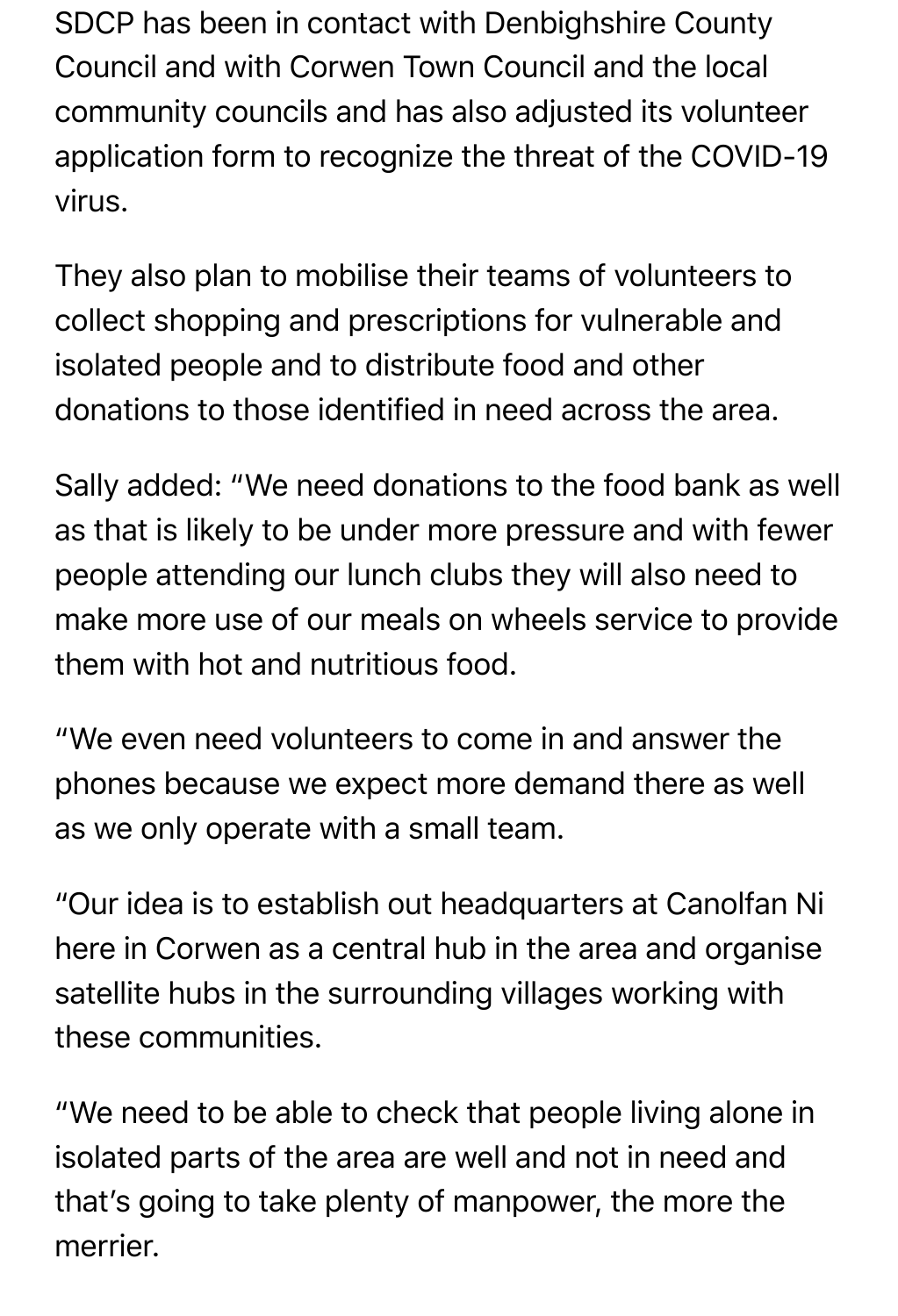SDCP has been in contact with Denbighshire County Council and with Corwen Town Council and the local community councils and has also adjusted its volunteer application form to recognize the threat of the COVID-19 virus.

They also plan to mobilise their teams of volunteers to collect shopping and prescriptions for vulnerable and isolated people and to distribute food and other donations to those identified in need across the area.

Sally added: "We need donations to the food bank as well as that is likely to be under more pressure and with fewer people attending our lunch clubs they will also need to make more use of our meals on wheels service to provide them with hot and nutritious food.

"We even need volunteers to come in and answer the phones because we expect more demand there as well as we only operate with a small team.

"Our idea is to establish out headquarters at Canolfan Ni here in Corwen as a central hub in the area and organise satellite hubs in the surrounding villages working with these communities.

"We need to be able to check that people living alone in isolated parts of the area are well and not in need and that's going to take plenty of manpower, the more the merrier.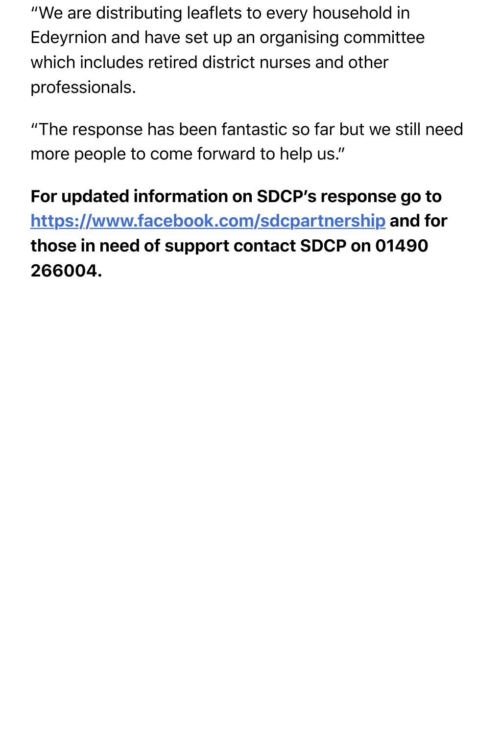"We are distributing leaflets to every household in Edeyrnion and have set up an organising committee which includes retired district nurses and other professionals.

"The response has been fantastic so far but we still need more people to come forward to help us."

**For updated information on SDCP's response go to [https://www.facebook.com/sdcpartnership](https://www.facebook.com/sdcpartnership) and for those in need of support contact SDCP on 01490 266004.**